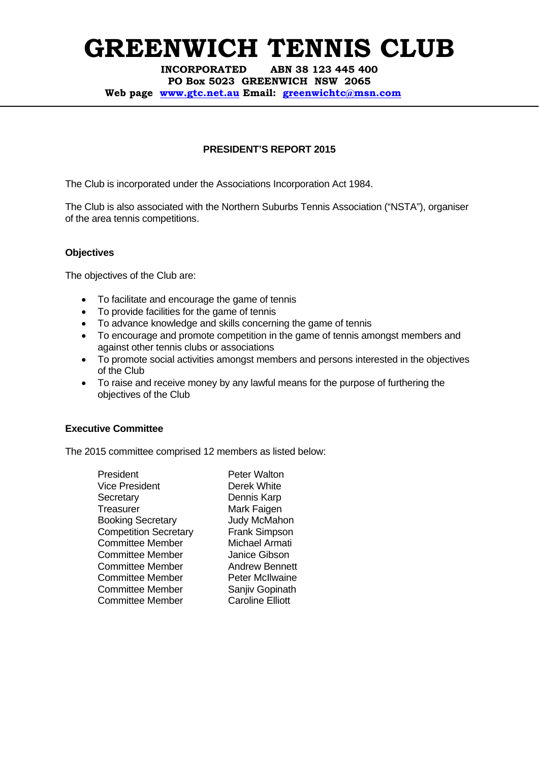# GREENWICH TENNIS CLUB

**INCORPORATED ABN 38 123 445 400**
**PO Box 5023 GREENWICH NSW 2065**
**Web page [www.gtc.net.au](http://www.gtc.net.au) Email: [greenwichtc@msn.com](mailto:greenwichtc@msn.com)**

## PRESIDENT'S REPORT 2015

The Club is incorporated under the Associations Incorporation Act 1984.

The Club is also associated with the Northern Suburbs Tennis Association ("NSTA"), organiser of the area tennis competitions.

### Objectives

The objectives of the Club are:

- To facilitate and encourage the game of tennis
- To provide facilities for the game of tennis
- To advance knowledge and skills concerning the game of tennis
- To encourage and promote competition in the game of tennis amongst members and against other tennis clubs or associations
- To promote social activities amongst members and persons interested in the objectives of the Club
- To raise and receive money by any lawful means for the purpose of furthering the objectives of the Club

### Executive Committee

The 2015 committee comprised 12 members as listed below:

| | |
|---|---|
| President | Peter Walton |
| Vice President | Derek White |
| Secretary | Dennis Karp |
| Treasurer | Mark Faigen |
| Booking Secretary | Judy McMahon |
| Competition Secretary | Frank Simpson |
| Committee Member | Michael Armati |
| Committee Member | Janice Gibson |
| Committee Member | Andrew Bennett |
| Committee Member | Peter McIlwaine |
| Committee Member | Sanjiv Gopinath |
| Committee Member | Caroline Elliott |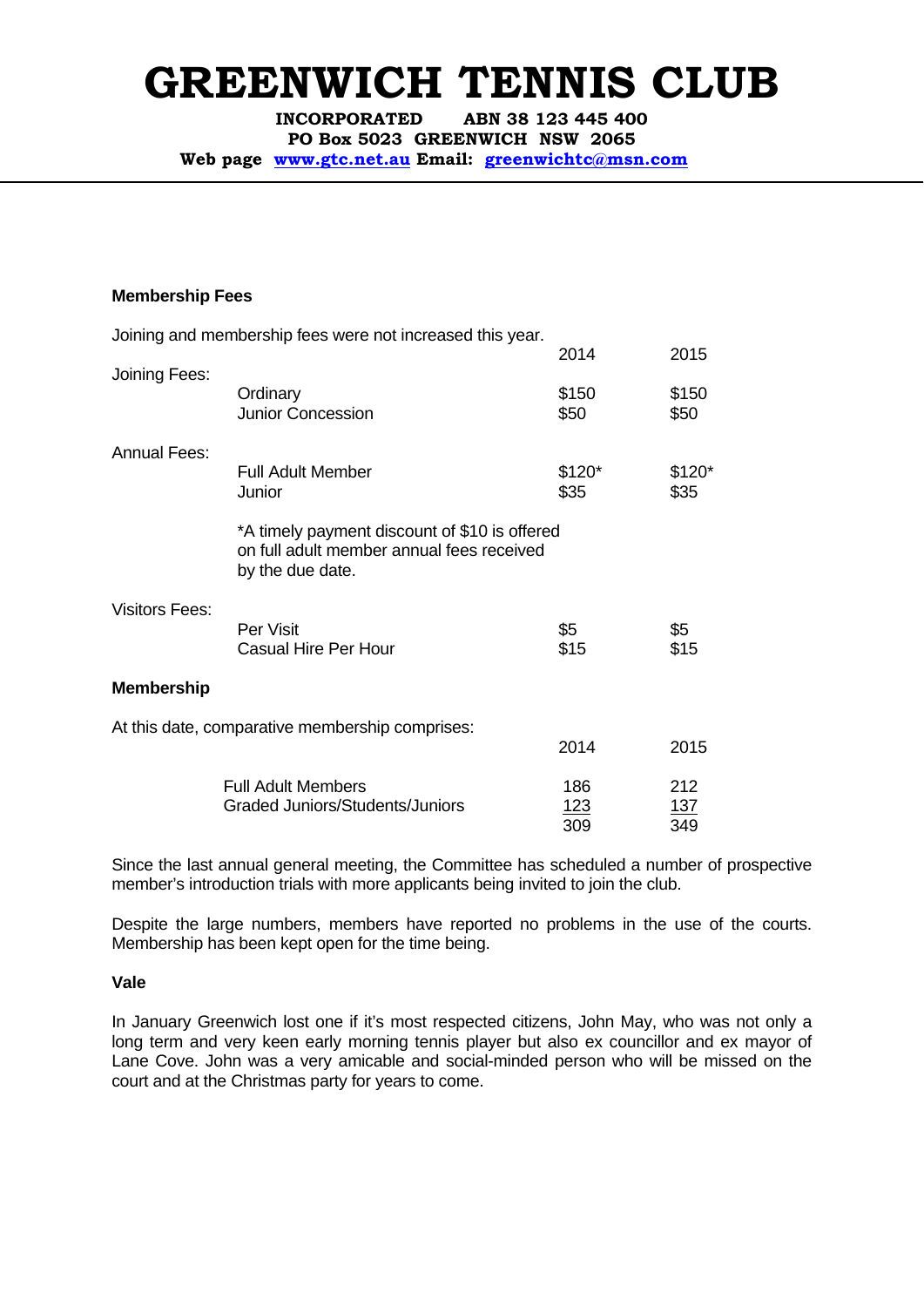**Membership Fees**

Joining and membership fees were not increased this year.

| | | 2014 | 2015 |
|---|---|---|---|
| Joining Fees: | | | |
| | Ordinary | $150 | $150 |
| | Junior Concession | $50 | $50 |
| Annual Fees: | | | |
| | Full Adult Member | $120* | $120* |
| | Junior | $35 | $35 |
| Visitors Fees: | | | |
| | Per Visit | $5 | $5 |
| | Casual Hire Per Hour | $15 | $15 |

*A timely payment discount of $10 is offered on full adult member annual fees received by the due date.

**Membership**

At this date, comparative membership comprises:

| | 2014 | 2015 |
|---|---|---|
| Full Adult Members | 186 | 212 |
| Graded Juniors/Students/Juniors | 123 | 137 |
| | 309 | 349 |

Since the last annual general meeting, the Committee has scheduled a number of prospective member's introduction trials with more applicants being invited to join the club.

Despite the large numbers, members have reported no problems in the use of the courts. Membership has been kept open for the time being.

**Vale**

In January Greenwich lost one if it's most respected citizens, John May, who was not only a long term and very keen early morning tennis player but also ex councillor and ex mayor of Lane Cove. John was a very amicable and social-minded person who will be missed on the court and at the Christmas party for years to come.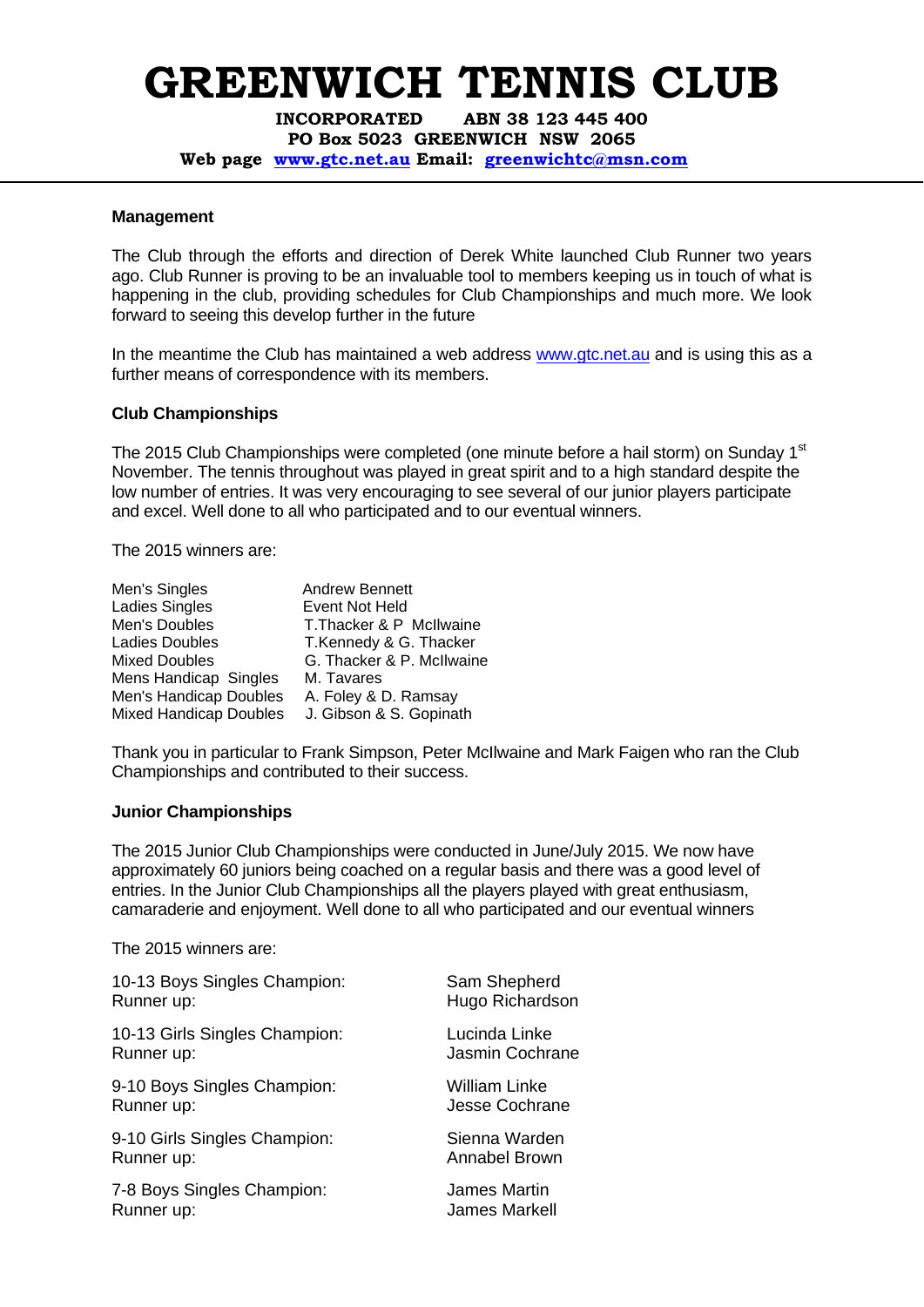# GREENWICH TENNIS CLUB

**INCORPORATED ABN 38 123 445 400**
**PO Box 5023 GREENWICH NSW 2065**
**Web page www.gtc.net.au Email: greenwichtc@msn.com**

---

**Management**

The Club through the efforts and direction of Derek White launched Club Runner two years ago. Club Runner is proving to be an invaluable tool to members keeping us in touch of what is happening in the club, providing schedules for Club Championships and much more. We look forward to seeing this develop further in the future

In the meantime the Club has maintained a web address www.gtc.net.au and is using this as a further means of correspondence with its members.

**Club Championships**

The 2015 Club Championships were completed (one minute before a hail storm) on Sunday 1st November. The tennis throughout was played in great spirit and to a high standard despite the low number of entries. It was very encouraging to see several of our junior players participate and excel. Well done to all who participated and to our eventual winners.

The 2015 winners are:

| | |
|---|---|
| Men's Singles | Andrew Bennett |
| Ladies Singles | Event Not Held |
| Men's Doubles | T.Thacker & P McIlwaine |
| Ladies Doubles | T.Kennedy & G. Thacker |
| Mixed Doubles | G. Thacker & P. McIlwaine |
| Mens Handicap Singles | M. Tavares |
| Men's Handicap Doubles | A. Foley & D. Ramsay |
| Mixed Handicap Doubles | J. Gibson & S. Gopinath |

Thank you in particular to Frank Simpson, Peter McIlwaine and Mark Faigen who ran the Club Championships and contributed to their success.

**Junior Championships**

The 2015 Junior Club Championships were conducted in June/July 2015. We now have approximately 60 juniors being coached on a regular basis and there was a good level of entries. In the Junior Club Championships all the players played with great enthusiasm, camaraderie and enjoyment. Well done to all who participated and our eventual winners

The 2015 winners are:

| | |
|---|---|
| 10-13 Boys Singles Champion: | Sam Shepherd |
| Runner up: | Hugo Richardson |
| 10-13 Girls Singles Champion: | Lucinda Linke |
| Runner up: | Jasmin Cochrane |
| 9-10 Boys Singles Champion: | William Linke |
| Runner up: | Jesse Cochrane |
| 9-10 Girls Singles Champion: | Sienna Warden |
| Runner up: | Annabel Brown |
| 7-8 Boys Singles Champion: | James Martin |
| Runner up: | James Markell |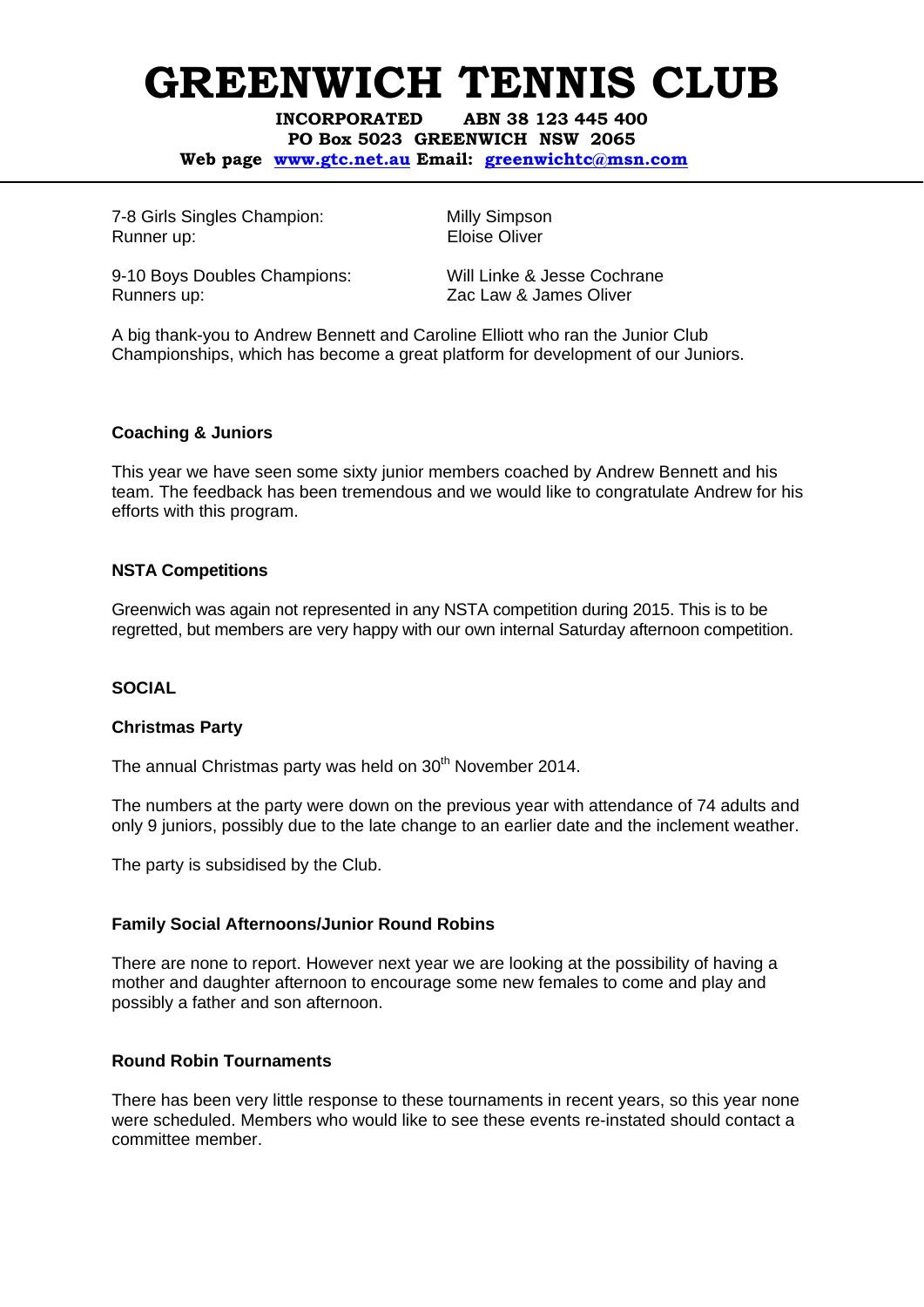7-8 Girls Singles Champion: Milly Simpson
Runner up: Eloise Oliver

9-10 Boys Doubles Champions: Will Linke & Jesse Cochrane
Runners up: Zac Law & James Oliver

A big thank-you to Andrew Bennett and Caroline Elliott who ran the Junior Club Championships, which has become a great platform for development of our Juniors.

**Coaching & Juniors**

This year we have seen some sixty junior members coached by Andrew Bennett and his team. The feedback has been tremendous and we would like to congratulate Andrew for his efforts with this program.

**NSTA Competitions**

Greenwich was again not represented in any NSTA competition during 2015. This is to be regretted, but members are very happy with our own internal Saturday afternoon competition.

**SOCIAL**

**Christmas Party**

The annual Christmas party was held on 30th November 2014.

The numbers at the party were down on the previous year with attendance of 74 adults and only 9 juniors, possibly due to the late change to an earlier date and the inclement weather.

The party is subsidised by the Club.

**Family Social Afternoons/Junior Round Robins**

There are none to report. However next year we are looking at the possibility of having a mother and daughter afternoon to encourage some new females to come and play and possibly a father and son afternoon.

**Round Robin Tournaments**

There has been very little response to these tournaments in recent years, so this year none were scheduled. Members who would like to see these events re-instated should contact a committee member.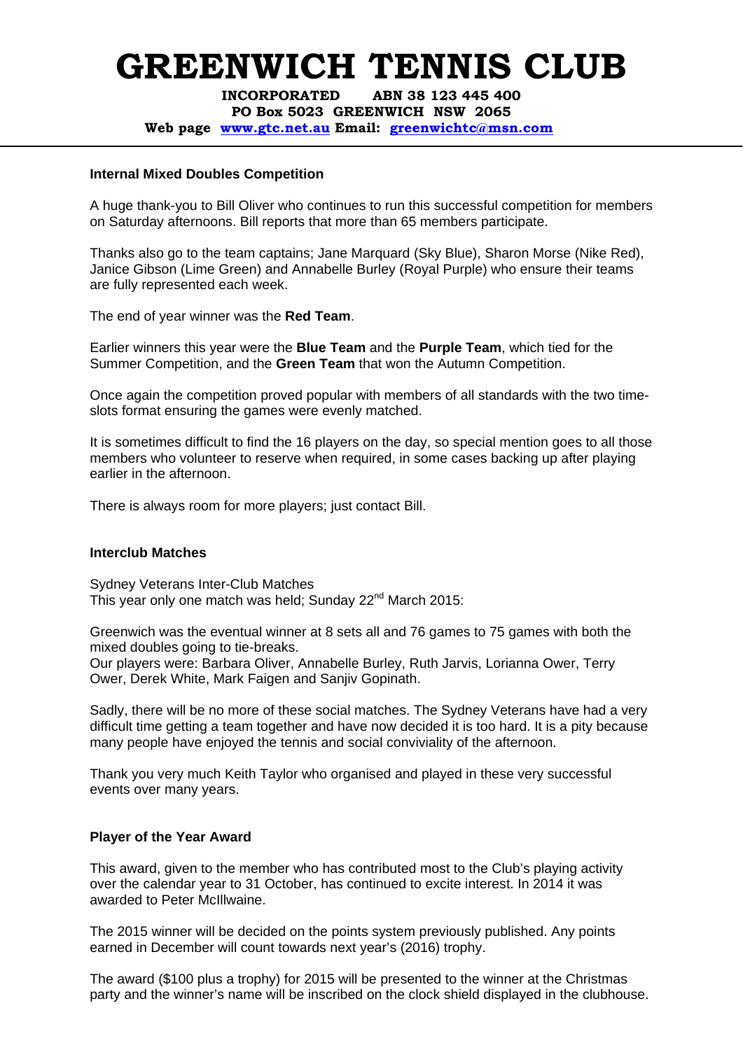# GREENWICH TENNIS CLUB

**INCORPORATED ABN 38 123 445 400**
**PO Box 5023 GREENWICH NSW 2065**
**Web page [www.gtc.net.au](http://www.gtc.net.au) Email: [greenwichtc@msn.com](mailto:greenwichtc@msn.com)**

---

**Internal Mixed Doubles Competition**

A huge thank-you to Bill Oliver who continues to run this successful competition for members on Saturday afternoons. Bill reports that more than 65 members participate.

Thanks also go to the team captains; Jane Marquard (Sky Blue), Sharon Morse (Nike Red), Janice Gibson (Lime Green) and Annabelle Burley (Royal Purple) who ensure their teams are fully represented each week.

The end of year winner was the **Red Team**.

Earlier winners this year were the **Blue Team** and the **Purple Team**, which tied for the Summer Competition, and the **Green Team** that won the Autumn Competition.

Once again the competition proved popular with members of all standards with the two time-slots format ensuring the games were evenly matched.

It is sometimes difficult to find the 16 players on the day, so special mention goes to all those members who volunteer to reserve when required, in some cases backing up after playing earlier in the afternoon.

There is always room for more players; just contact Bill.

**Interclub Matches**

Sydney Veterans Inter-Club Matches
This year only one match was held; Sunday 22nd March 2015:

Greenwich was the eventual winner at 8 sets all and 76 games to 75 games with both the mixed doubles going to tie-breaks.
Our players were: Barbara Oliver, Annabelle Burley, Ruth Jarvis, Lorianna Ower, Terry Ower, Derek White, Mark Faigen and Sanjiv Gopinath.

Sadly, there will be no more of these social matches. The Sydney Veterans have had a very difficult time getting a team together and have now decided it is too hard. It is a pity because many people have enjoyed the tennis and social conviviality of the afternoon.

Thank you very much Keith Taylor who organised and played in these very successful events over many years.

**Player of the Year Award**

This award, given to the member who has contributed most to the Club's playing activity over the calendar year to 31 October, has continued to excite interest. In 2014 it was awarded to Peter McIllwaine.

The 2015 winner will be decided on the points system previously published. Any points earned in December will count towards next year's (2016) trophy.

The award ($100 plus a trophy) for 2015 will be presented to the winner at the Christmas party and the winner's name will be inscribed on the clock shield displayed in the clubhouse.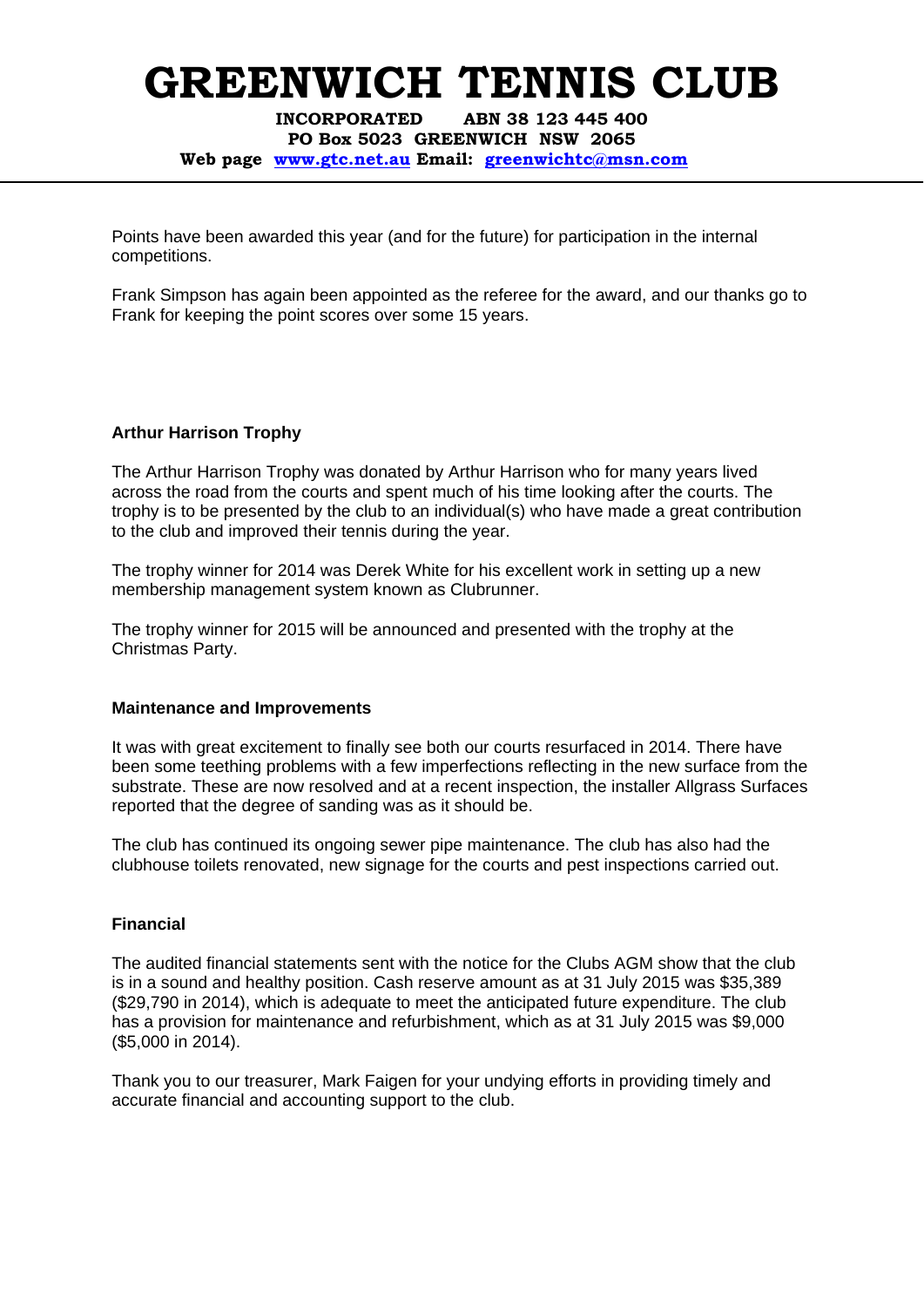Points have been awarded this year (and for the future) for participation in the internal competitions.

Frank Simpson has again been appointed as the referee for the award, and our thanks go to Frank for keeping the point scores over some 15 years.

### Arthur Harrison Trophy

The Arthur Harrison Trophy was donated by Arthur Harrison who for many years lived across the road from the courts and spent much of his time looking after the courts. The trophy is to be presented by the club to an individual(s) who have made a great contribution to the club and improved their tennis during the year.

The trophy winner for 2014 was Derek White for his excellent work in setting up a new membership management system known as Clubrunner.

The trophy winner for 2015 will be announced and presented with the trophy at the Christmas Party.

### Maintenance and Improvements

It was with great excitement to finally see both our courts resurfaced in 2014. There have been some teething problems with a few imperfections reflecting in the new surface from the substrate. These are now resolved and at a recent inspection, the installer Allgrass Surfaces reported that the degree of sanding was as it should be.

The club has continued its ongoing sewer pipe maintenance. The club has also had the clubhouse toilets renovated, new signage for the courts and pest inspections carried out.

### Financial

The audited financial statements sent with the notice for the Clubs AGM show that the club is in a sound and healthy position. Cash reserve amount as at 31 July 2015 was $35,389 ($29,790 in 2014), which is adequate to meet the anticipated future expenditure. The club has a provision for maintenance and refurbishment, which as at 31 July 2015 was $9,000 ($5,000 in 2014).

Thank you to our treasurer, Mark Faigen for your undying efforts in providing timely and accurate financial and accounting support to the club.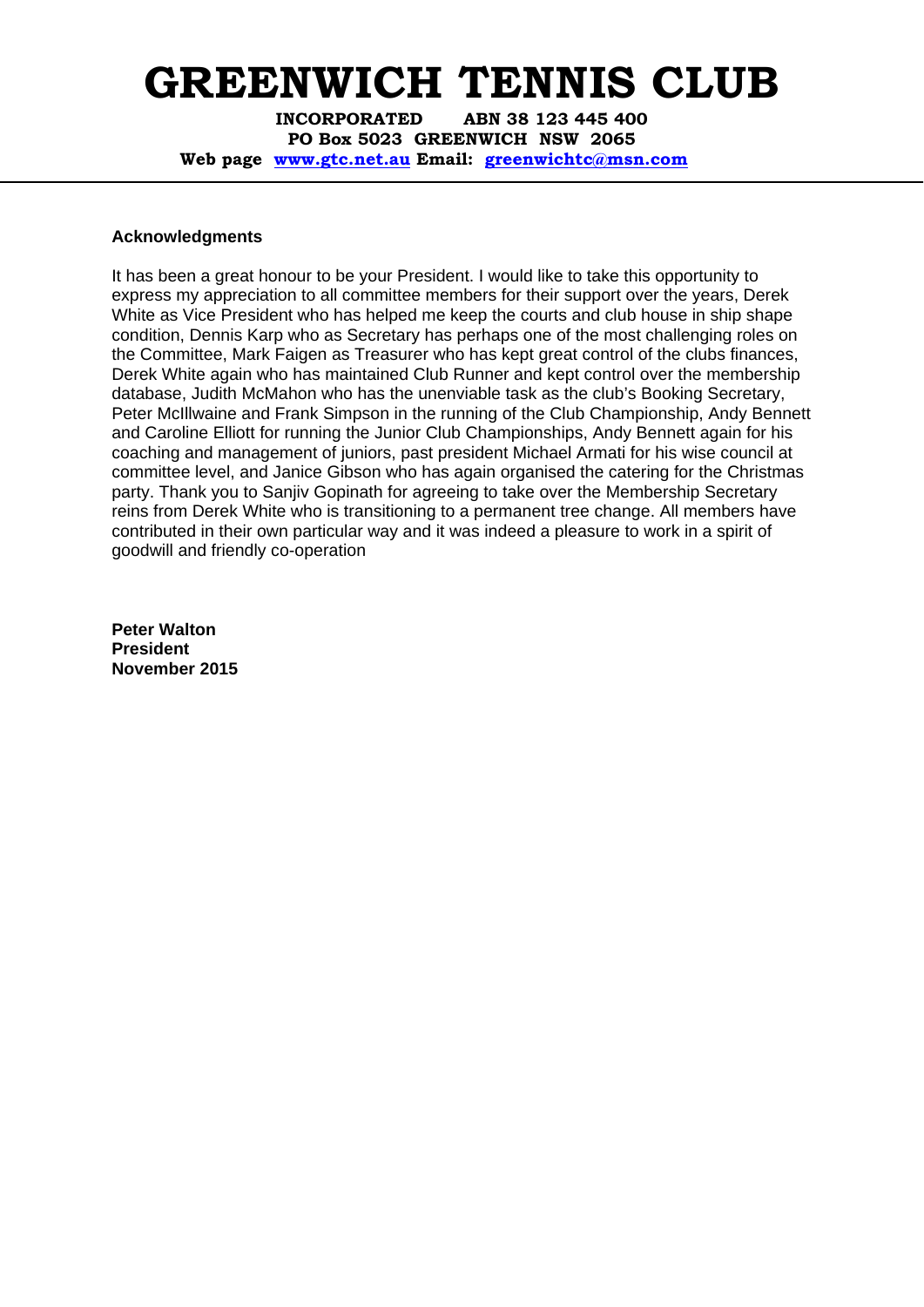# GREENWICH TENNIS CLUB

**INCORPORATED ABN 38 123 445 400**
**PO Box 5023 GREENWICH NSW 2065**
**Web page [www.gtc.net.au](http://www.gtc.net.au) Email: [greenwichtc@msn.com](mailto:greenwichtc@msn.com)**

---

**Acknowledgments**

It has been a great honour to be your President. I would like to take this opportunity to express my appreciation to all committee members for their support over the years, Derek White as Vice President who has helped me keep the courts and club house in ship shape condition, Dennis Karp who as Secretary has perhaps one of the most challenging roles on the Committee, Mark Faigen as Treasurer who has kept great control of the clubs finances, Derek White again who has maintained Club Runner and kept control over the membership database, Judith McMahon who has the unenviable task as the club's Booking Secretary, Peter McIllwaine and Frank Simpson in the running of the Club Championship, Andy Bennett and Caroline Elliott for running the Junior Club Championships, Andy Bennett again for his coaching and management of juniors, past president Michael Armati for his wise council at committee level, and Janice Gibson who has again organised the catering for the Christmas party. Thank you to Sanjiv Gopinath for agreeing to take over the Membership Secretary reins from Derek White who is transitioning to a permanent tree change. All members have contributed in their own particular way and it was indeed a pleasure to work in a spirit of goodwill and friendly co-operation

**Peter Walton**
**President**
**November 2015**